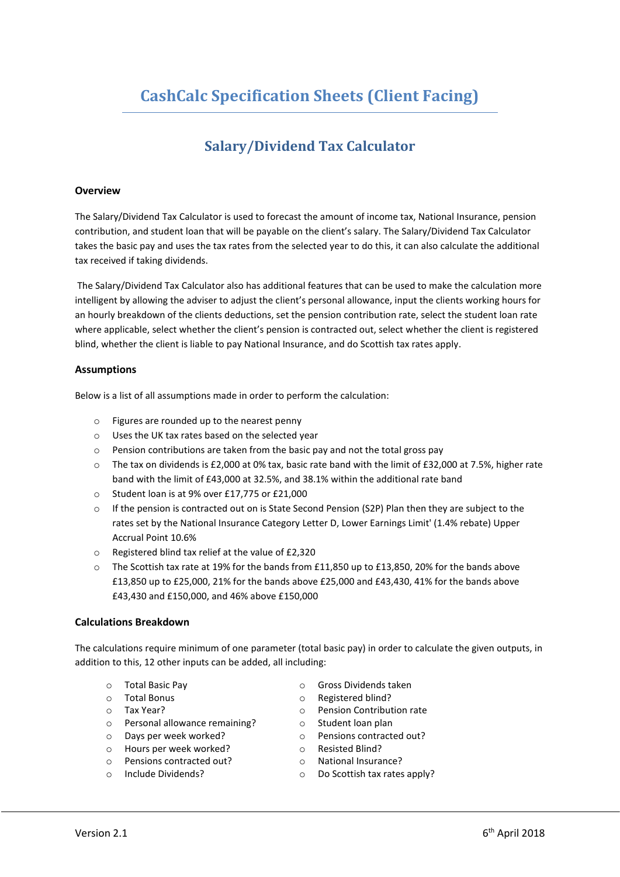# CashCalc Specification Sheets (Client Facing)

## Salary/Dividend Tax Calculator

### Overview

The Salary/Dividend Tax Calculator is used to forecast the amount of income tax, National Insurance, pension contribution, and student loan that will be payable on the client's salary. The Salary/Dividend Tax Calculator takes the basic pay and uses the tax rates from the selected year to do this, it can also calculate the additional tax received if taking dividends.

The Salary/Dividend Tax Calculator also has additional features that can be used to make the calculation more intelligent by allowing the adviser to adjust the client's personal allowance, input the clients working hours for an hourly breakdown of the clients deductions, set the pension contribution rate, select the student loan rate where applicable, select whether the client's pension is contracted out, select whether the client is registered blind, whether the client is liable to pay National Insurance, and do Scottish tax rates apply.

### Assumptions

Below is a list of all assumptions made in order to perform the calculation:

- Figures are rounded up to the nearest penny
- Uses the UK tax rates based on the selected year
- Pension contributions are taken from the basic pay and not the total gross pay
- The tax on dividends is £2,000 at 0% tax, basic rate band with the limit of £32,000 at 7.5%, higher rate band with the limit of £43,000 at 32.5%, and 38.1% within the additional rate band
- Student loan is at 9% over £17,775 or £21,000
- If the pension is contracted out on is State Second Pension (S2P) Plan then they are subject to the rates set by the National Insurance Category Letter D, Lower Earnings Limit' (1.4% rebate) Upper Accrual Point 10.6%
- Registered blind tax relief at the value of £2,320
- The Scottish tax rate at 19% for the bands from £11,850 up to £13,850, 20% for the bands above £13,850 up to £25,000, 21% for the bands above £25,000 and £43,430, 41% for the bands above £43,430 and £150,000, and 46% above £150,000

### Calculations Breakdown

The calculations require minimum of one parameter (total basic pay) in order to calculate the given outputs, in addition to this, 12 other inputs can be added, all including:

- Total Basic Pay
- Total Bonus
- Tax Year?
- Personal allowance remaining?
- Days per week worked?
- Hours per week worked?
- Pensions contracted out?
- Include Dividends?
- Gross Dividends taken
- Registered blind?
- Pension Contribution rate
- Student loan plan
- Pensions contracted out?
- Resisted Blind?
- National Insurance?
- Do Scottish tax rates apply?

Version 2.1 | 6th April 2018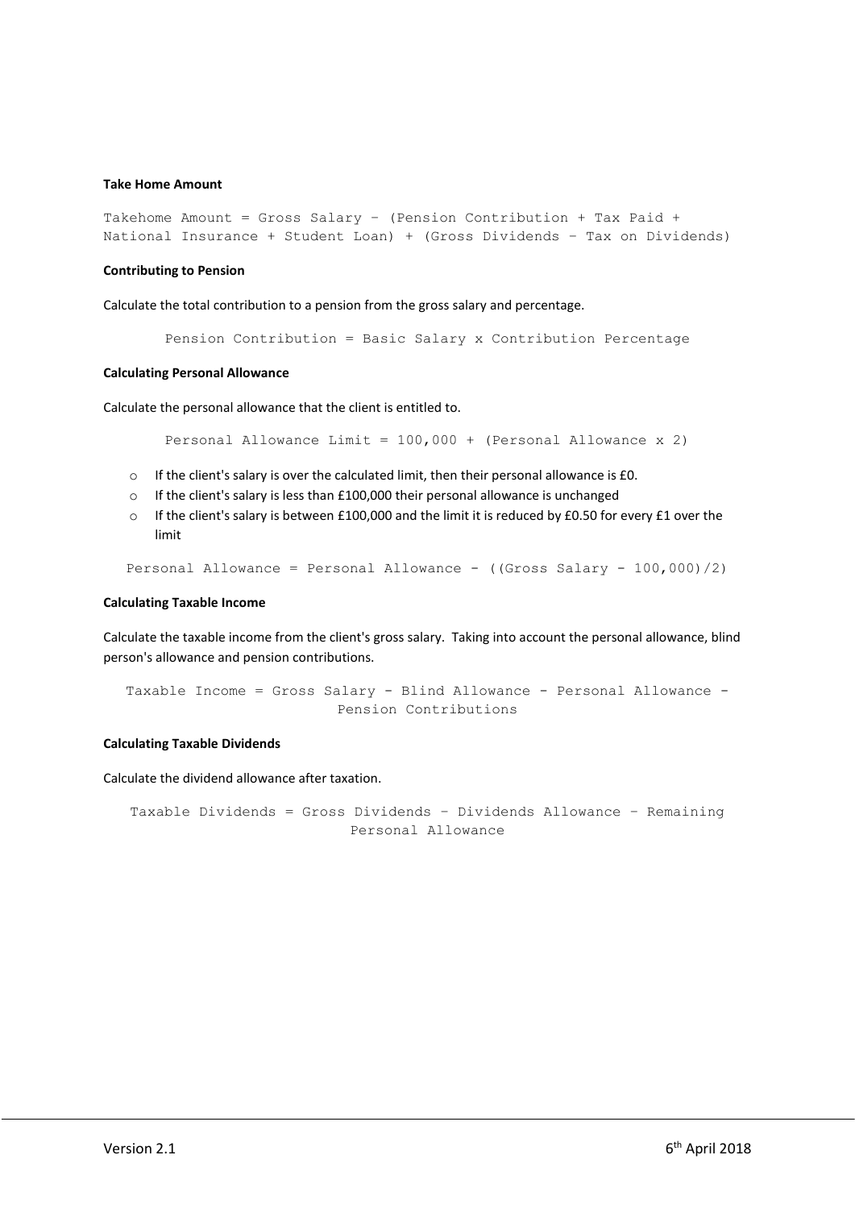**Take Home Amount**

```
Takehome Amount = Gross Salary – (Pension Contribution + Tax Paid +
National Insurance + Student Loan) + (Gross Dividends – Tax on Dividends)
```

**Contributing to Pension**

Calculate the total contribution to a pension from the gross salary and percentage.

```
Pension Contribution = Basic Salary x Contribution Percentage
```

**Calculating Personal Allowance**

Calculate the personal allowance that the client is entitled to.

```
Personal Allowance Limit = 100,000 + (Personal Allowance x 2)
```

- If the client's salary is over the calculated limit, then their personal allowance is £0.
- If the client's salary is less than £100,000 their personal allowance is unchanged
- If the client's salary is between £100,000 and the limit it is reduced by £0.50 for every £1 over the limit

```
Personal Allowance = Personal Allowance - ((Gross Salary - 100,000)/2)
```

**Calculating Taxable Income**

Calculate the taxable income from the client's gross salary. Taking into account the personal allowance, blind person's allowance and pension contributions.

```
Taxable Income = Gross Salary - Blind Allowance - Personal Allowance -
                 Pension Contributions
```

**Calculating Taxable Dividends**

Calculate the dividend allowance after taxation.

```
Taxable Dividends = Gross Dividends – Dividends Allowance – Remaining
                    Personal Allowance
```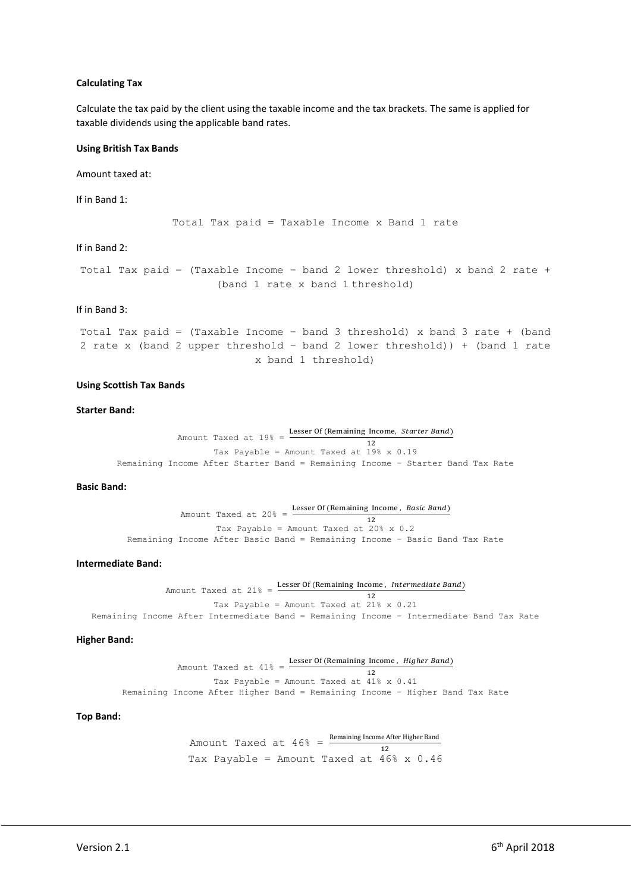**Calculating Tax**

Calculate the tax paid by the client using the taxable income and the tax brackets. The same is applied for taxable dividends using the applicable band rates.

**Using British Tax Bands**

Amount taxed at:

If in Band 1:

```
Total Tax paid = Taxable Income x Band 1 rate
```

If in Band 2:

```
Total Tax paid = (Taxable Income – band 2 lower threshold) x band 2 rate +
                (band 1 rate x band 1 threshold)
```

If in Band 3:

```
Total Tax paid = (Taxable Income – band 3 threshold) x band 3 rate + (band
2 rate x (band 2 upper threshold – band 2 lower threshold)) + (band 1 rate
                        x band 1 threshold)
```

**Using Scottish Tax Bands**

**Starter Band:**

$$\text{Amount Taxed at 19\%} = \frac{\text{Lesser Of (Remaining Income, } \textit{Starter Band}\text{)}}{12}$$

$$\text{Tax Payable} = \text{Amount Taxed at 19\% x 0.19}$$

$$\text{Remaining Income After Starter Band} = \text{Remaining Income} - \text{Starter Band Tax Rate}$$

**Basic Band:**

$$\text{Amount Taxed at 20\%} = \frac{\text{Lesser Of (Remaining Income , } \textit{Basic Band}\text{)}}{12}$$

$$\text{Tax Payable} = \text{Amount Taxed at 20\% x 0.2}$$

$$\text{Remaining Income After Basic Band} = \text{Remaining Income} - \text{Basic Band Tax Rate}$$

**Intermediate Band:**

$$\text{Amount Taxed at 21\%} = \frac{\text{Lesser Of (Remaining Income , } \textit{Intermediate Band}\text{)}}{12}$$

$$\text{Tax Payable} = \text{Amount Taxed at 21\% x 0.21}$$

$$\text{Remaining Income After Intermediate Band} = \text{Remaining Income} - \text{Intermediate Band Tax Rate}$$

**Higher Band:**

$$\text{Amount Taxed at 41\%} = \frac{\text{Lesser Of (Remaining Income , } \textit{Higher Band}\text{)}}{12}$$

$$\text{Tax Payable} = \text{Amount Taxed at 41\% x 0.41}$$

$$\text{Remaining Income After Higher Band} = \text{Remaining Income} - \text{Higher Band Tax Rate}$$

**Top Band:**

$$\text{Amount Taxed at 46\%} = \frac{\text{Remaining Income After Higher Band}}{12}$$

$$\text{Tax Payable} = \text{Amount Taxed at 46\% x 0.46}$$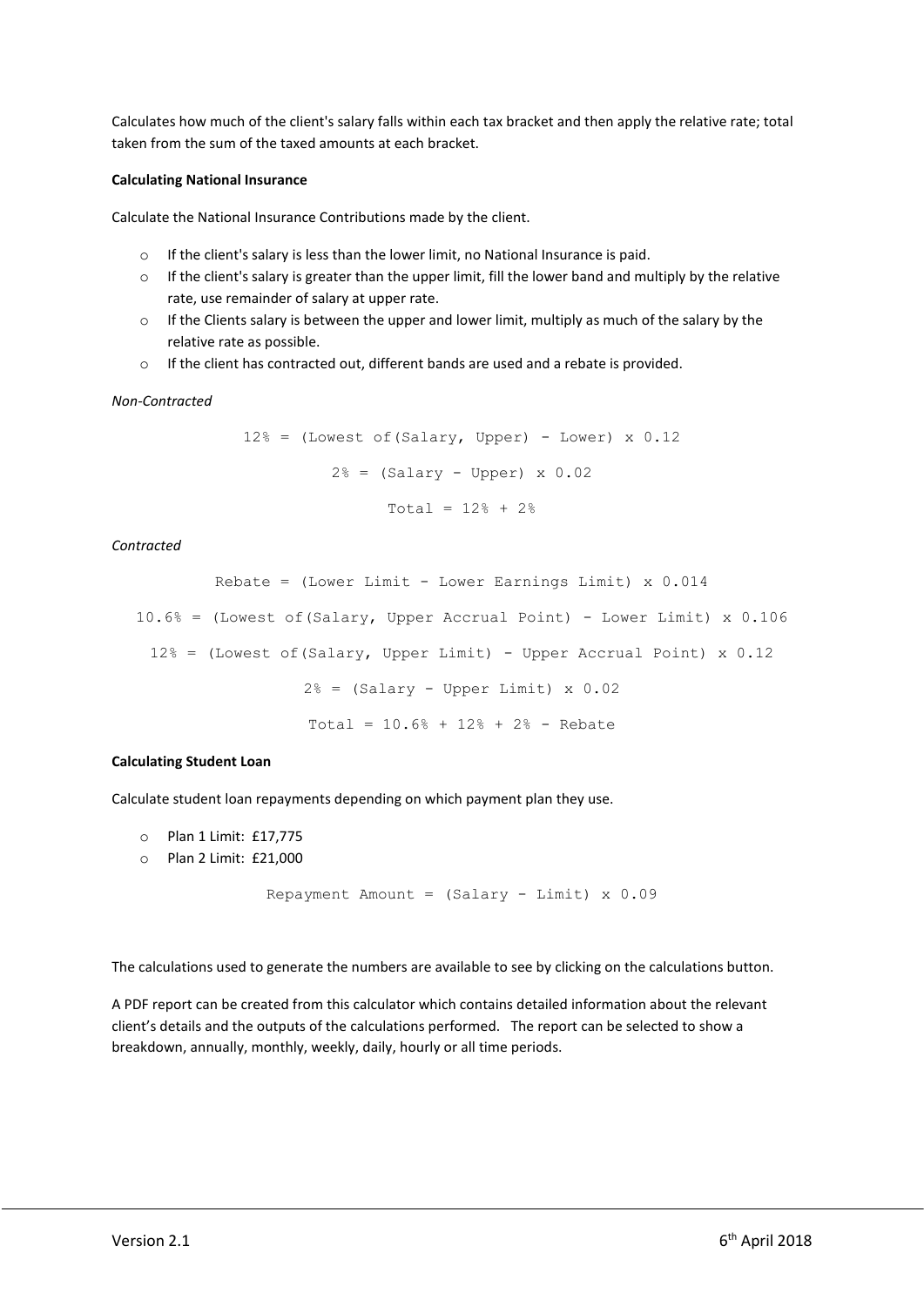Calculates how much of the client's salary falls within each tax bracket and then apply the relative rate; total taken from the sum of the taxed amounts at each bracket.

**Calculating National Insurance**

Calculate the National Insurance Contributions made by the client.

- If the client's salary is less than the lower limit, no National Insurance is paid.
- If the client's salary is greater than the upper limit, fill the lower band and multiply by the relative rate, use remainder of salary at upper rate.
- If the Clients salary is between the upper and lower limit, multiply as much of the salary by the relative rate as possible.
- If the client has contracted out, different bands are used and a rebate is provided.

*Non-Contracted*

```
12% = (Lowest of(Salary, Upper) - Lower) x 0.12

2% = (Salary - Upper) x 0.02

Total = 12% + 2%
```

*Contracted*

```
Rebate = (Lower Limit - Lower Earnings Limit) x 0.014

10.6% = (Lowest of(Salary, Upper Accrual Point) - Lower Limit) x 0.106

12% = (Lowest of(Salary, Upper Limit) - Upper Accrual Point) x 0.12

2% = (Salary - Upper Limit) x 0.02

Total = 10.6% + 12% + 2% - Rebate
```

**Calculating Student Loan**

Calculate student loan repayments depending on which payment plan they use.

- Plan 1 Limit: £17,775
- Plan 2 Limit: £21,000

```
Repayment Amount = (Salary - Limit) x 0.09
```

The calculations used to generate the numbers are available to see by clicking on the calculations button.

A PDF report can be created from this calculator which contains detailed information about the relevant client's details and the outputs of the calculations performed. The report can be selected to show a breakdown, annually, monthly, weekly, daily, hourly or all time periods.